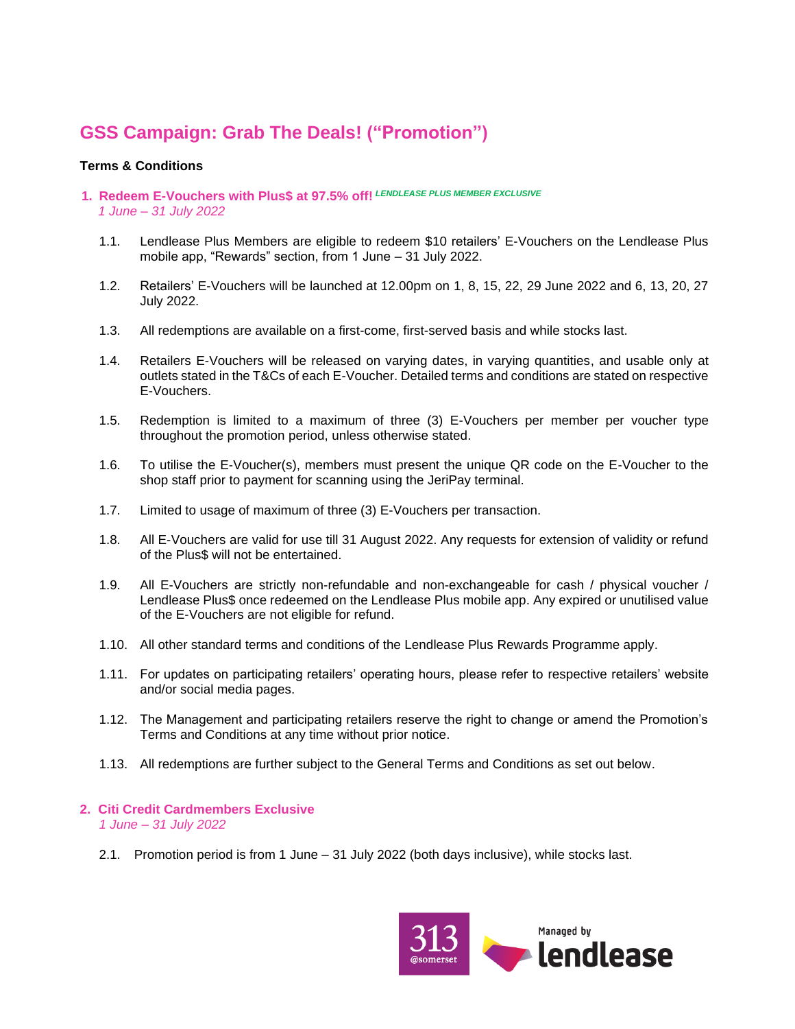# GSS Campaign: Grab The Deals! ("Promotion")

**Terms & Conditions**

## 1. Redeem E-Vouchers with Plus$ at 97.5% off! *LENDLEASE PLUS MEMBER EXCLUSIVE*

*1 June – 31 July 2022*

1.1. Lendlease Plus Members are eligible to redeem $10 retailers' E-Vouchers on the Lendlease Plus mobile app, "Rewards" section, from 1 June – 31 July 2022.

1.2. Retailers' E-Vouchers will be launched at 12.00pm on 1, 8, 15, 22, 29 June 2022 and 6, 13, 20, 27 July 2022.

1.3. All redemptions are available on a first-come, first-served basis and while stocks last.

1.4. Retailers E-Vouchers will be released on varying dates, in varying quantities, and usable only at outlets stated in the T&Cs of each E-Voucher. Detailed terms and conditions are stated on respective E-Vouchers.

1.5. Redemption is limited to a maximum of three (3) E-Vouchers per member per voucher type throughout the promotion period, unless otherwise stated.

1.6. To utilise the E-Voucher(s), members must present the unique QR code on the E-Voucher to the shop staff prior to payment for scanning using the JeriPay terminal.

1.7. Limited to usage of maximum of three (3) E-Vouchers per transaction.

1.8. All E-Vouchers are valid for use till 31 August 2022. Any requests for extension of validity or refund of the Plus$ will not be entertained.

1.9. All E-Vouchers are strictly non-refundable and non-exchangeable for cash / physical voucher / Lendlease Plus$ once redeemed on the Lendlease Plus mobile app. Any expired or unutilised value of the E-Vouchers are not eligible for refund.

1.10. All other standard terms and conditions of the Lendlease Plus Rewards Programme apply.

1.11. For updates on participating retailers' operating hours, please refer to respective retailers' website and/or social media pages.

1.12. The Management and participating retailers reserve the right to change or amend the Promotion's Terms and Conditions at any time without prior notice.

1.13. All redemptions are further subject to the General Terms and Conditions as set out below.

## 2. Citi Credit Cardmembers Exclusive

*1 June – 31 July 2022*

2.1. Promotion period is from 1 June – 31 July 2022 (both days inclusive), while stocks last.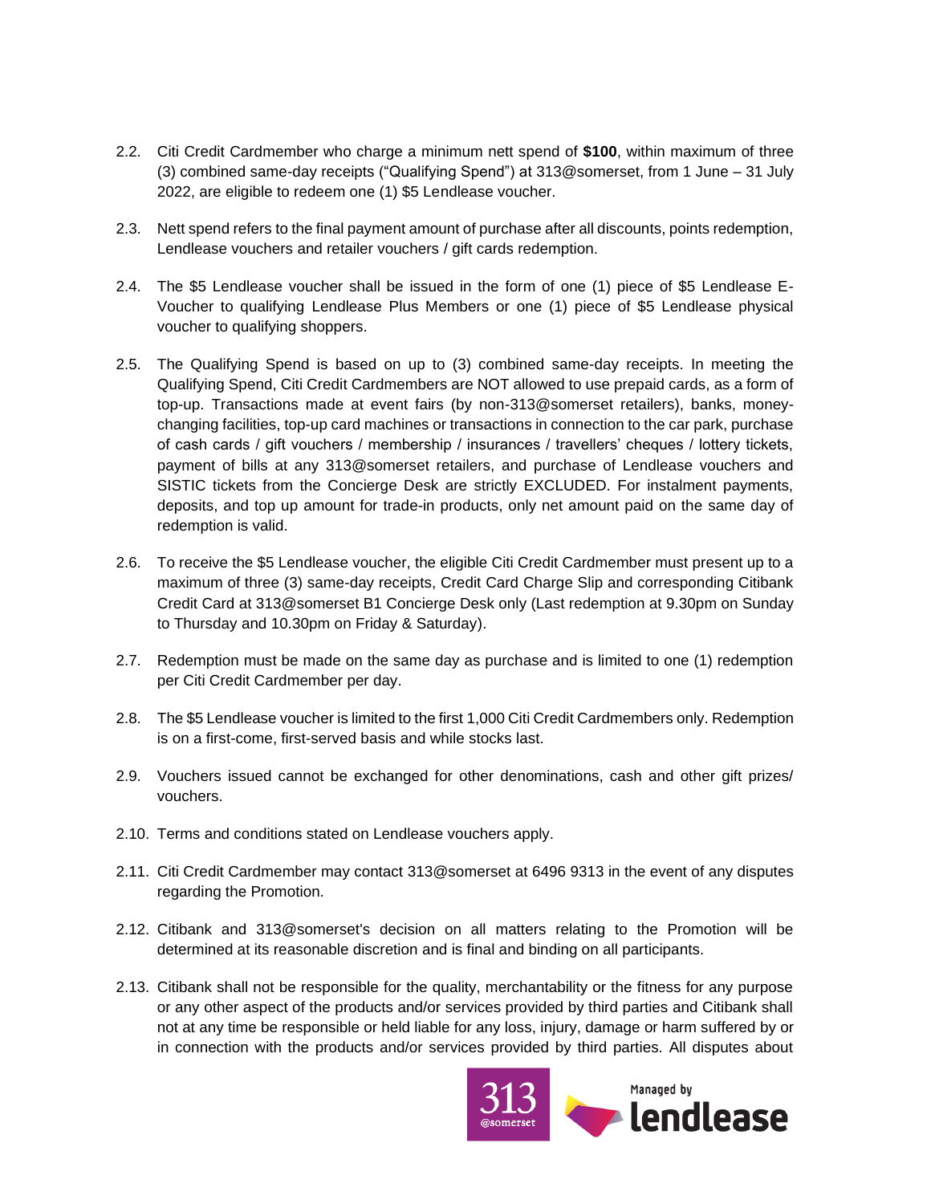2.2. Citi Credit Cardmember who charge a minimum nett spend of **$100**, within maximum of three (3) combined same-day receipts ("Qualifying Spend") at 313@somerset, from 1 June – 31 July 2022, are eligible to redeem one (1) $5 Lendlease voucher.

2.3. Nett spend refers to the final payment amount of purchase after all discounts, points redemption, Lendlease vouchers and retailer vouchers / gift cards redemption.

2.4. The $5 Lendlease voucher shall be issued in the form of one (1) piece of $5 Lendlease E-Voucher to qualifying Lendlease Plus Members or one (1) piece of $5 Lendlease physical voucher to qualifying shoppers.

2.5. The Qualifying Spend is based on up to (3) combined same-day receipts. In meeting the Qualifying Spend, Citi Credit Cardmembers are NOT allowed to use prepaid cards, as a form of top-up. Transactions made at event fairs (by non-313@somerset retailers), banks, money-changing facilities, top-up card machines or transactions in connection to the car park, purchase of cash cards / gift vouchers / membership / insurances / travellers' cheques / lottery tickets, payment of bills at any 313@somerset retailers, and purchase of Lendlease vouchers and SISTIC tickets from the Concierge Desk are strictly EXCLUDED. For instalment payments, deposits, and top up amount for trade-in products, only net amount paid on the same day of redemption is valid.

2.6. To receive the $5 Lendlease voucher, the eligible Citi Credit Cardmember must present up to a maximum of three (3) same-day receipts, Credit Card Charge Slip and corresponding Citibank Credit Card at 313@somerset B1 Concierge Desk only (Last redemption at 9.30pm on Sunday to Thursday and 10.30pm on Friday & Saturday).

2.7. Redemption must be made on the same day as purchase and is limited to one (1) redemption per Citi Credit Cardmember per day.

2.8. The $5 Lendlease voucher is limited to the first 1,000 Citi Credit Cardmembers only. Redemption is on a first-come, first-served basis and while stocks last.

2.9. Vouchers issued cannot be exchanged for other denominations, cash and other gift prizes/ vouchers.

2.10. Terms and conditions stated on Lendlease vouchers apply.

2.11. Citi Credit Cardmember may contact 313@somerset at 6496 9313 in the event of any disputes regarding the Promotion.

2.12. Citibank and 313@somerset's decision on all matters relating to the Promotion will be determined at its reasonable discretion and is final and binding on all participants.

2.13. Citibank shall not be responsible for the quality, merchantability or the fitness for any purpose or any other aspect of the products and/or services provided by third parties and Citibank shall not at any time be responsible or held liable for any loss, injury, damage or harm suffered by or in connection with the products and/or services provided by third parties. All disputes about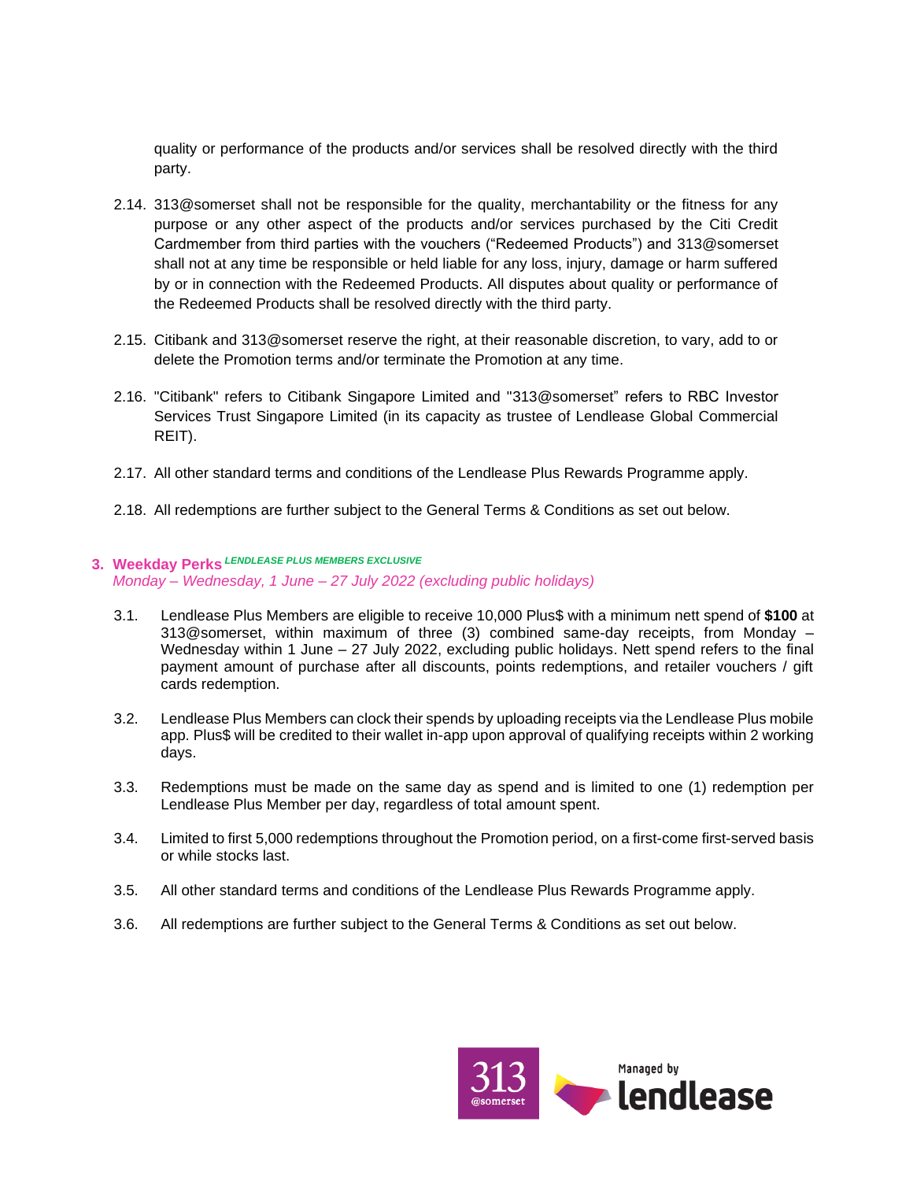quality or performance of the products and/or services shall be resolved directly with the third party.

2.14. 313@somerset shall not be responsible for the quality, merchantability or the fitness for any purpose or any other aspect of the products and/or services purchased by the Citi Credit Cardmember from third parties with the vouchers ("Redeemed Products") and 313@somerset shall not at any time be responsible or held liable for any loss, injury, damage or harm suffered by or in connection with the Redeemed Products. All disputes about quality or performance of the Redeemed Products shall be resolved directly with the third party.

2.15. Citibank and 313@somerset reserve the right, at their reasonable discretion, to vary, add to or delete the Promotion terms and/or terminate the Promotion at any time.

2.16. "Citibank" refers to Citibank Singapore Limited and "313@somerset" refers to RBC Investor Services Trust Singapore Limited (in its capacity as trustee of Lendlease Global Commercial REIT).

2.17. All other standard terms and conditions of the Lendlease Plus Rewards Programme apply.

2.18. All redemptions are further subject to the General Terms & Conditions as set out below.

## 3. Weekday Perks *LENDLEASE PLUS MEMBERS EXCLUSIVE*

*Monday – Wednesday, 1 June – 27 July 2022 (excluding public holidays)*

3.1. Lendlease Plus Members are eligible to receive 10,000 Plus$ with a minimum nett spend of **$100** at 313@somerset, within maximum of three (3) combined same-day receipts, from Monday – Wednesday within 1 June – 27 July 2022, excluding public holidays. Nett spend refers to the final payment amount of purchase after all discounts, points redemptions, and retailer vouchers / gift cards redemption.

3.2. Lendlease Plus Members can clock their spends by uploading receipts via the Lendlease Plus mobile app. Plus$ will be credited to their wallet in-app upon approval of qualifying receipts within 2 working days.

3.3. Redemptions must be made on the same day as spend and is limited to one (1) redemption per Lendlease Plus Member per day, regardless of total amount spent.

3.4. Limited to first 5,000 redemptions throughout the Promotion period, on a first-come first-served basis or while stocks last.

3.5. All other standard terms and conditions of the Lendlease Plus Rewards Programme apply.

3.6. All redemptions are further subject to the General Terms & Conditions as set out below.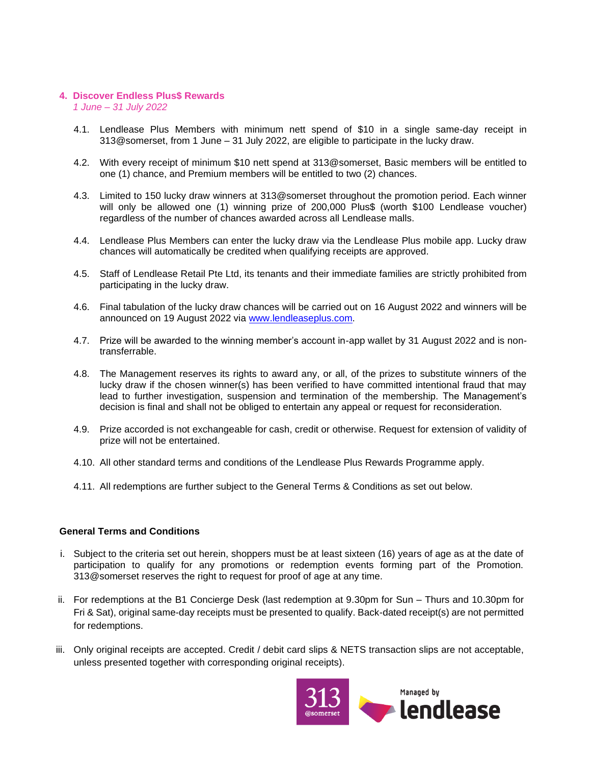## 4. Discover Endless Plus$ Rewards

*1 June – 31 July 2022*

4.1. Lendlease Plus Members with minimum nett spend of $10 in a single same-day receipt in 313@somerset, from 1 June – 31 July 2022, are eligible to participate in the lucky draw.

4.2. With every receipt of minimum $10 nett spend at 313@somerset, Basic members will be entitled to one (1) chance, and Premium members will be entitled to two (2) chances.

4.3. Limited to 150 lucky draw winners at 313@somerset throughout the promotion period. Each winner will only be allowed one (1) winning prize of 200,000 Plus$ (worth $100 Lendlease voucher) regardless of the number of chances awarded across all Lendlease malls.

4.4. Lendlease Plus Members can enter the lucky draw via the Lendlease Plus mobile app. Lucky draw chances will automatically be credited when qualifying receipts are approved.

4.5. Staff of Lendlease Retail Pte Ltd, its tenants and their immediate families are strictly prohibited from participating in the lucky draw.

4.6. Final tabulation of the lucky draw chances will be carried out on 16 August 2022 and winners will be announced on 19 August 2022 via www.lendleaseplus.com.

4.7. Prize will be awarded to the winning member's account in-app wallet by 31 August 2022 and is non-transferrable.

4.8. The Management reserves its rights to award any, or all, of the prizes to substitute winners of the lucky draw if the chosen winner(s) has been verified to have committed intentional fraud that may lead to further investigation, suspension and termination of the membership. The Management's decision is final and shall not be obliged to entertain any appeal or request for reconsideration.

4.9. Prize accorded is not exchangeable for cash, credit or otherwise. Request for extension of validity of prize will not be entertained.

4.10. All other standard terms and conditions of the Lendlease Plus Rewards Programme apply.

4.11. All redemptions are further subject to the General Terms & Conditions as set out below.

**General Terms and Conditions**

i. Subject to the criteria set out herein, shoppers must be at least sixteen (16) years of age as at the date of participation to qualify for any promotions or redemption events forming part of the Promotion. 313@somerset reserves the right to request for proof of age at any time.

ii. For redemptions at the B1 Concierge Desk (last redemption at 9.30pm for Sun – Thurs and 10.30pm for Fri & Sat), original same-day receipts must be presented to qualify. Back-dated receipt(s) are not permitted for redemptions.

iii. Only original receipts are accepted. Credit / debit card slips & NETS transaction slips are not acceptable, unless presented together with corresponding original receipts).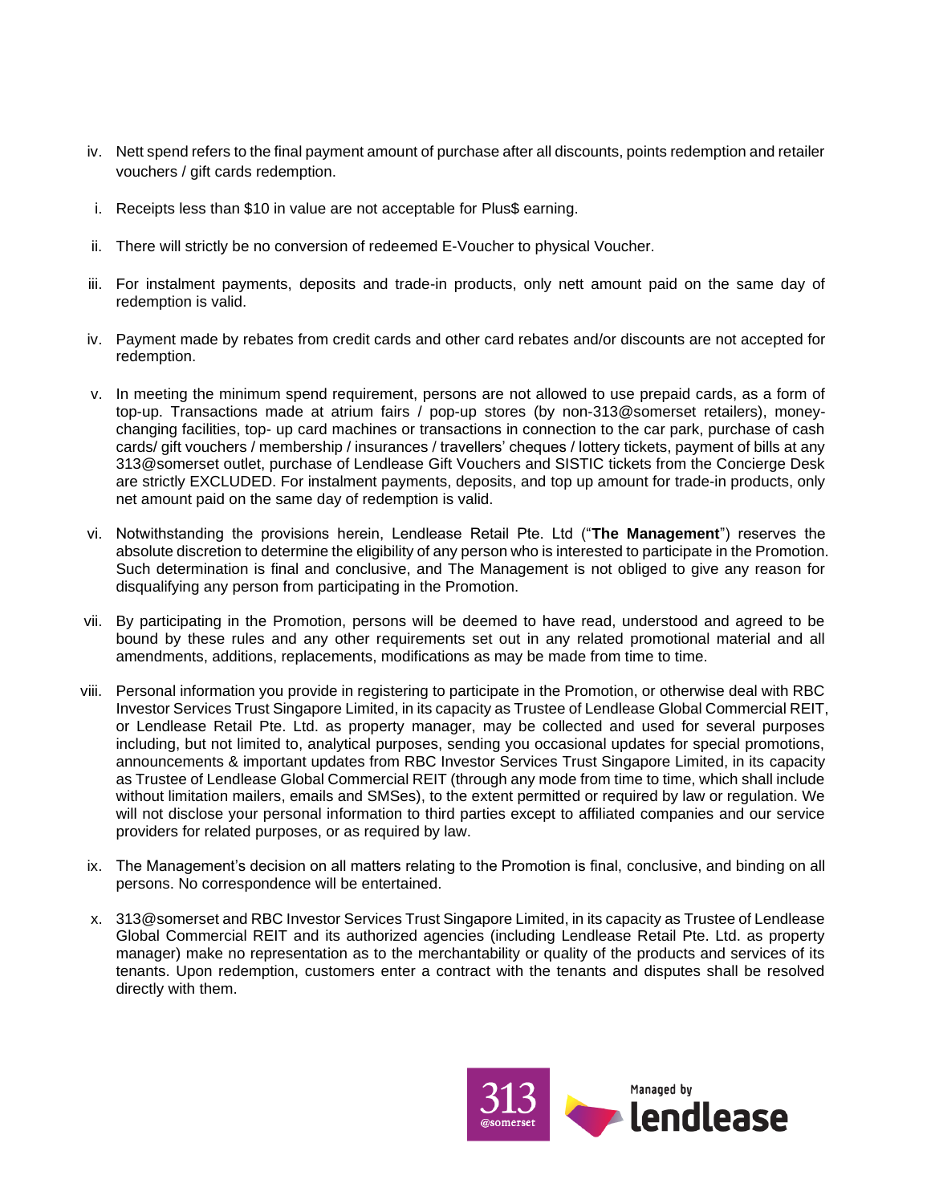iv. Nett spend refers to the final payment amount of purchase after all discounts, points redemption and retailer vouchers / gift cards redemption.

i. Receipts less than $10 in value are not acceptable for Plus$ earning.

ii. There will strictly be no conversion of redeemed E-Voucher to physical Voucher.

iii. For instalment payments, deposits and trade-in products, only nett amount paid on the same day of redemption is valid.

iv. Payment made by rebates from credit cards and other card rebates and/or discounts are not accepted for redemption.

v. In meeting the minimum spend requirement, persons are not allowed to use prepaid cards, as a form of top-up. Transactions made at atrium fairs / pop-up stores (by non-313@somerset retailers), money-changing facilities, top- up card machines or transactions in connection to the car park, purchase of cash cards/ gift vouchers / membership / insurances / travellers' cheques / lottery tickets, payment of bills at any 313@somerset outlet, purchase of Lendlease Gift Vouchers and SISTIC tickets from the Concierge Desk are strictly EXCLUDED. For instalment payments, deposits, and top up amount for trade-in products, only net amount paid on the same day of redemption is valid.

vi. Notwithstanding the provisions herein, Lendlease Retail Pte. Ltd ("**The Management**") reserves the absolute discretion to determine the eligibility of any person who is interested to participate in the Promotion. Such determination is final and conclusive, and The Management is not obliged to give any reason for disqualifying any person from participating in the Promotion.

vii. By participating in the Promotion, persons will be deemed to have read, understood and agreed to be bound by these rules and any other requirements set out in any related promotional material and all amendments, additions, replacements, modifications as may be made from time to time.

viii. Personal information you provide in registering to participate in the Promotion, or otherwise deal with RBC Investor Services Trust Singapore Limited, in its capacity as Trustee of Lendlease Global Commercial REIT, or Lendlease Retail Pte. Ltd. as property manager, may be collected and used for several purposes including, but not limited to, analytical purposes, sending you occasional updates for special promotions, announcements & important updates from RBC Investor Services Trust Singapore Limited, in its capacity as Trustee of Lendlease Global Commercial REIT (through any mode from time to time, which shall include without limitation mailers, emails and SMSes), to the extent permitted or required by law or regulation. We will not disclose your personal information to third parties except to affiliated companies and our service providers for related purposes, or as required by law.

ix. The Management's decision on all matters relating to the Promotion is final, conclusive, and binding on all persons. No correspondence will be entertained.

x. 313@somerset and RBC Investor Services Trust Singapore Limited, in its capacity as Trustee of Lendlease Global Commercial REIT and its authorized agencies (including Lendlease Retail Pte. Ltd. as property manager) make no representation as to the merchantability or quality of the products and services of its tenants. Upon redemption, customers enter a contract with the tenants and disputes shall be resolved directly with them.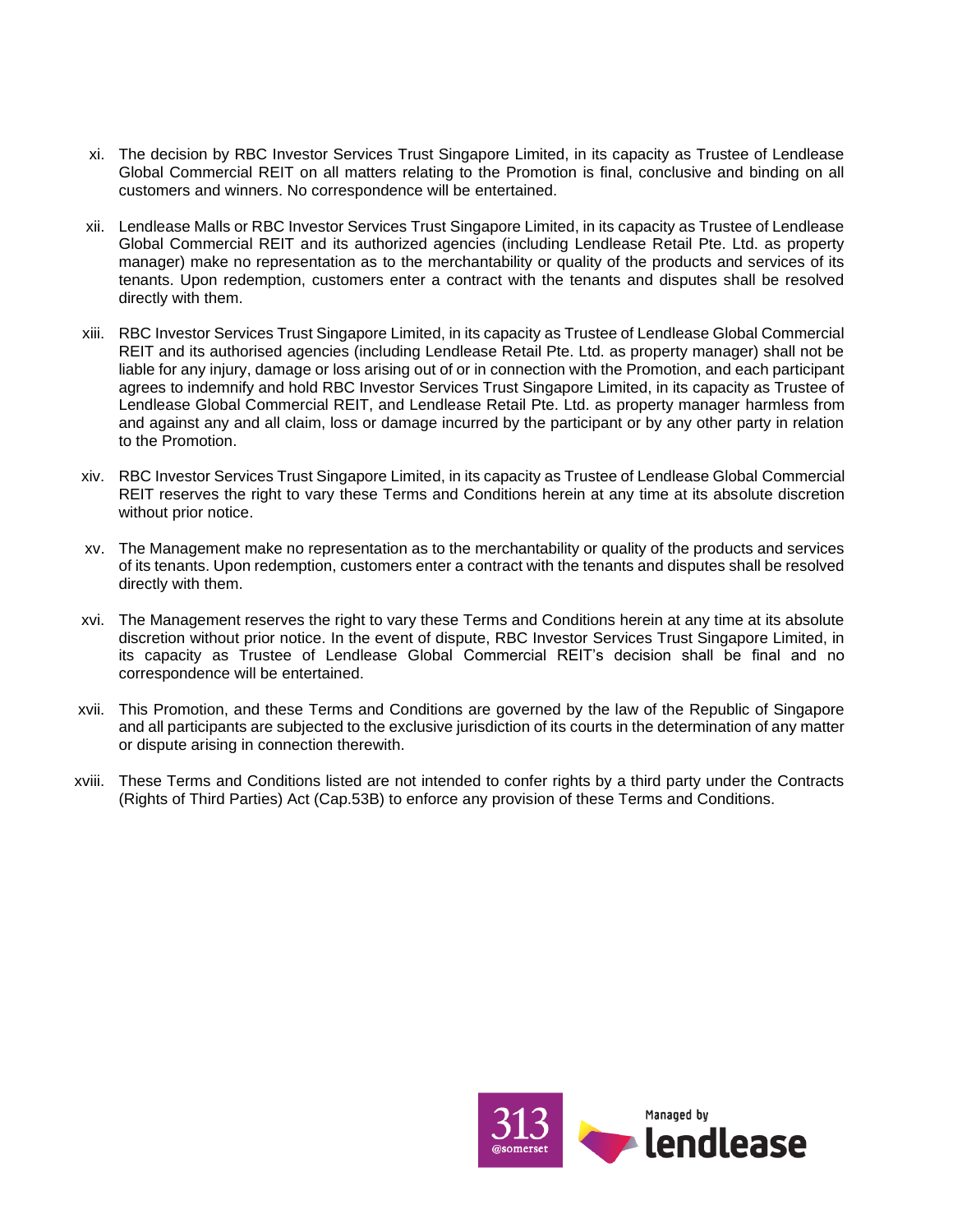xi. The decision by RBC Investor Services Trust Singapore Limited, in its capacity as Trustee of Lendlease Global Commercial REIT on all matters relating to the Promotion is final, conclusive and binding on all customers and winners. No correspondence will be entertained.

xii. Lendlease Malls or RBC Investor Services Trust Singapore Limited, in its capacity as Trustee of Lendlease Global Commercial REIT and its authorized agencies (including Lendlease Retail Pte. Ltd. as property manager) make no representation as to the merchantability or quality of the products and services of its tenants. Upon redemption, customers enter a contract with the tenants and disputes shall be resolved directly with them.

xiii. RBC Investor Services Trust Singapore Limited, in its capacity as Trustee of Lendlease Global Commercial REIT and its authorised agencies (including Lendlease Retail Pte. Ltd. as property manager) shall not be liable for any injury, damage or loss arising out of or in connection with the Promotion, and each participant agrees to indemnify and hold RBC Investor Services Trust Singapore Limited, in its capacity as Trustee of Lendlease Global Commercial REIT, and Lendlease Retail Pte. Ltd. as property manager harmless from and against any and all claim, loss or damage incurred by the participant or by any other party in relation to the Promotion.

xiv. RBC Investor Services Trust Singapore Limited, in its capacity as Trustee of Lendlease Global Commercial REIT reserves the right to vary these Terms and Conditions herein at any time at its absolute discretion without prior notice.

xv. The Management make no representation as to the merchantability or quality of the products and services of its tenants. Upon redemption, customers enter a contract with the tenants and disputes shall be resolved directly with them.

xvi. The Management reserves the right to vary these Terms and Conditions herein at any time at its absolute discretion without prior notice. In the event of dispute, RBC Investor Services Trust Singapore Limited, in its capacity as Trustee of Lendlease Global Commercial REIT's decision shall be final and no correspondence will be entertained.

xvii. This Promotion, and these Terms and Conditions are governed by the law of the Republic of Singapore and all participants are subjected to the exclusive jurisdiction of its courts in the determination of any matter or dispute arising in connection therewith.

xviii. These Terms and Conditions listed are not intended to confer rights by a third party under the Contracts (Rights of Third Parties) Act (Cap.53B) to enforce any provision of these Terms and Conditions.

313 @somerset

Managed by lendlease